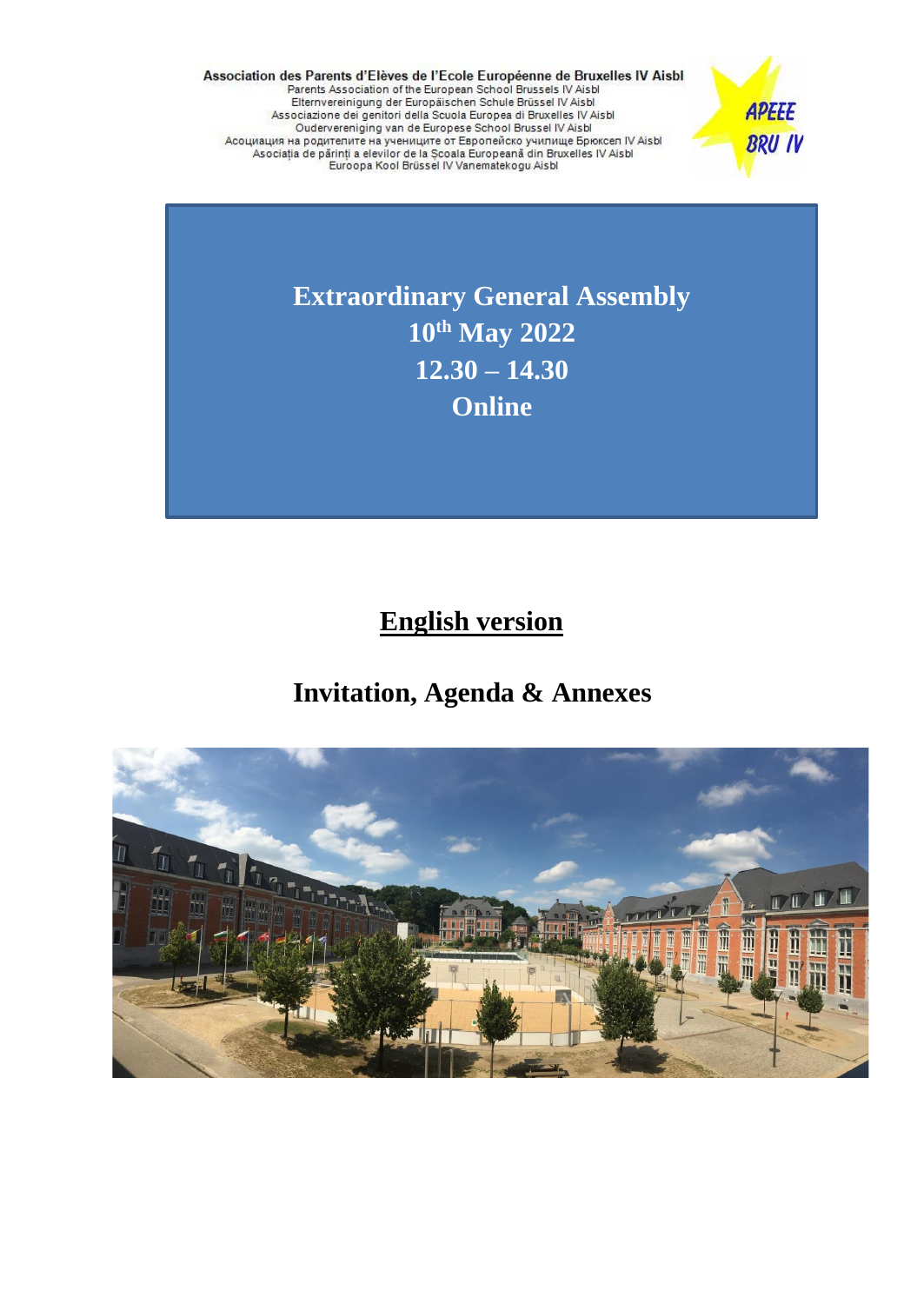Association des Parents d'Elèves de l'Ecole Européenne de Bruxelles IV Aisbl
Parents Association of the European School Brussels IV Aisbl
Elternvereinigung der Europäischen Schule Brüssel IV Aisbl
Associazione dei genitori della Scuola Europea di Bruxelles IV Aisbl
Ouderevereniging van de Europese School Brussel IV Aisbl
Асоциация на родителите на учениците от Европейско училище Брюксел IV Aisbl
Asociația de părinți a elevilor de la Școala Europeană din Bruxelles IV Aisbl
Euroopa Kool Brüssel IV Vanematekogu Aisbl

APEEE BRU IV

# Extraordinary General Assembly
## 10th May 2022
## 12.30 – 14.30
## Online

## English version

## Invitation, Agenda & Annexes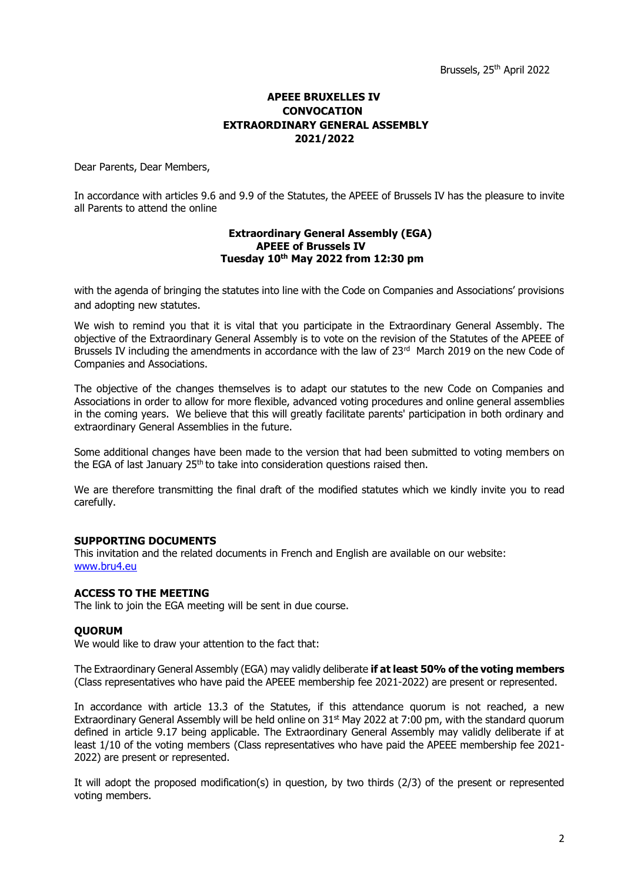Brussels, 25th April 2022

**APEEE BRUXELLES IV**
**CONVOCATION**
**EXTRAORDINARY GENERAL ASSEMBLY**
**2021/2022**

Dear Parents, Dear Members,

In accordance with articles 9.6 and 9.9 of the Statutes, the APEEE of Brussels IV has the pleasure to invite all Parents to attend the online

**Extraordinary General Assembly (EGA)**
**APEEE of Brussels IV**
**Tuesday 10th May 2022 from 12:30 pm**

with the agenda of bringing the statutes into line with the Code on Companies and Associations' provisions and adopting new statutes.

We wish to remind you that it is vital that you participate in the Extraordinary General Assembly. The objective of the Extraordinary General Assembly is to vote on the revision of the Statutes of the APEEE of Brussels IV including the amendments in accordance with the law of 23rd March 2019 on the new Code of Companies and Associations.

The objective of the changes themselves is to adapt our statutes to the new Code on Companies and Associations in order to allow for more flexible, advanced voting procedures and online general assemblies in the coming years. We believe that this will greatly facilitate parents' participation in both ordinary and extraordinary General Assemblies in the future.

Some additional changes have been made to the version that had been submitted to voting members on the EGA of last January 25th to take into consideration questions raised then.

We are therefore transmitting the final draft of the modified statutes which we kindly invite you to read carefully.

**SUPPORTING DOCUMENTS**
This invitation and the related documents in French and English are available on our website: www.bru4.eu

**ACCESS TO THE MEETING**
The link to join the EGA meeting will be sent in due course.

**QUORUM**
We would like to draw your attention to the fact that:

The Extraordinary General Assembly (EGA) may validly deliberate **if at least 50% of the voting members** (Class representatives who have paid the APEEE membership fee 2021-2022) are present or represented.

In accordance with article 13.3 of the Statutes, if this attendance quorum is not reached, a new Extraordinary General Assembly will be held online on 31st May 2022 at 7:00 pm, with the standard quorum defined in article 9.17 being applicable. The Extraordinary General Assembly may validly deliberate if at least 1/10 of the voting members (Class representatives who have paid the APEEE membership fee 2021-2022) are present or represented.

It will adopt the proposed modification(s) in question, by two thirds (2/3) of the present or represented voting members.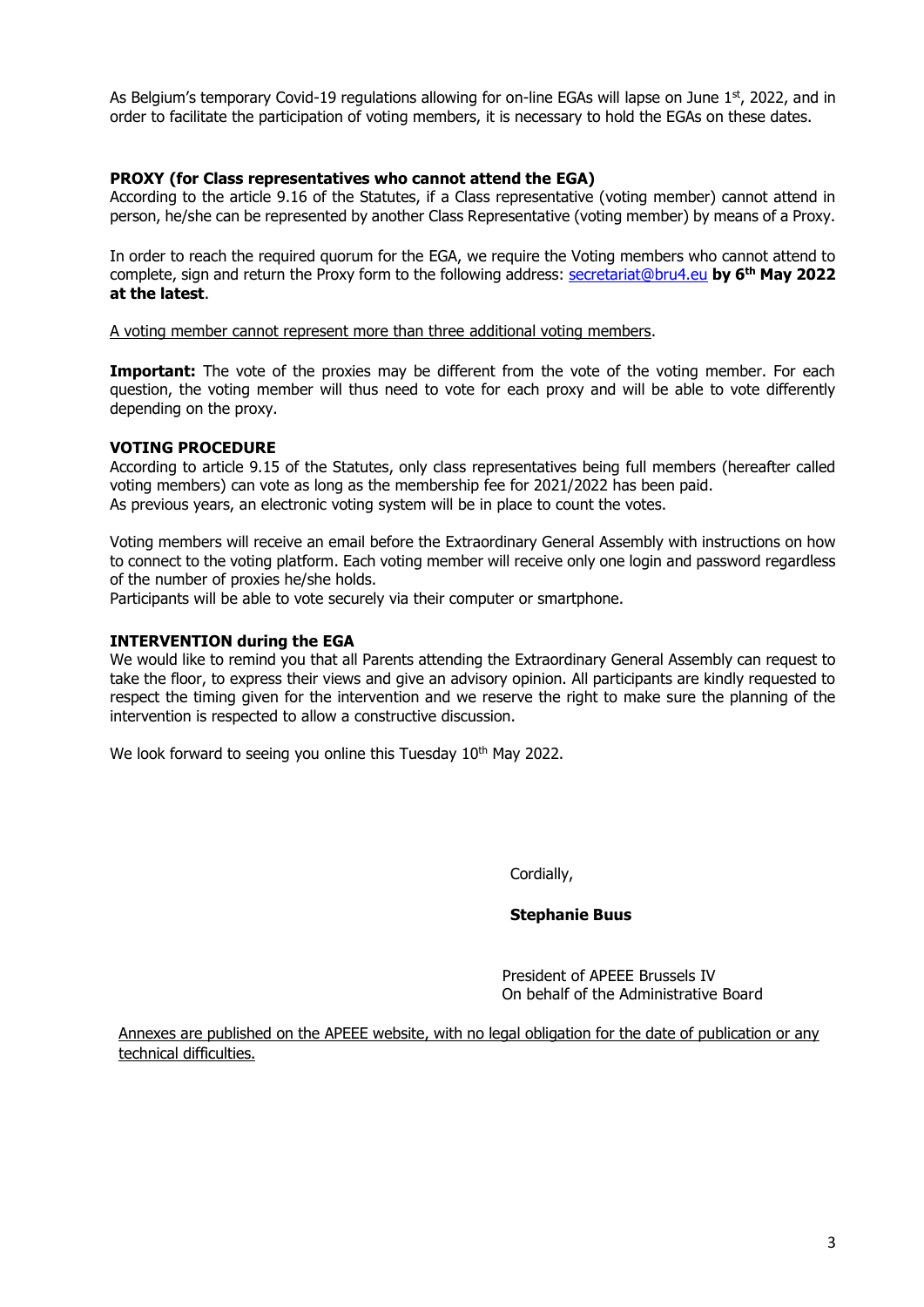As Belgium's temporary Covid-19 regulations allowing for on-line EGAs will lapse on June 1st, 2022, and in order to facilitate the participation of voting members, it is necessary to hold the EGAs on these dates.

**PROXY (for Class representatives who cannot attend the EGA)**

According to the article 9.16 of the Statutes, if a Class representative (voting member) cannot attend in person, he/she can be represented by another Class Representative (voting member) by means of a Proxy.

In order to reach the required quorum for the EGA, we require the Voting members who cannot attend to complete, sign and return the Proxy form to the following address: secretariat@bru4.eu **by 6th May 2022 at the latest**.

A voting member cannot represent more than three additional voting members.

**Important:** The vote of the proxies may be different from the vote of the voting member. For each question, the voting member will thus need to vote for each proxy and will be able to vote differently depending on the proxy.

**VOTING PROCEDURE**

According to article 9.15 of the Statutes, only class representatives being full members (hereafter called voting members) can vote as long as the membership fee for 2021/2022 has been paid.
As previous years, an electronic voting system will be in place to count the votes.

Voting members will receive an email before the Extraordinary General Assembly with instructions on how to connect to the voting platform. Each voting member will receive only one login and password regardless of the number of proxies he/she holds.
Participants will be able to vote securely via their computer or smartphone.

**INTERVENTION during the EGA**

We would like to remind you that all Parents attending the Extraordinary General Assembly can request to take the floor, to express their views and give an advisory opinion. All participants are kindly requested to respect the timing given for the intervention and we reserve the right to make sure the planning of the intervention is respected to allow a constructive discussion.

We look forward to seeing you online this Tuesday 10th May 2022.

Cordially,

**Stephanie Buus**

President of APEEE Brussels IV
On behalf of the Administrative Board

Annexes are published on the APEEE website, with no legal obligation for the date of publication or any technical difficulties.